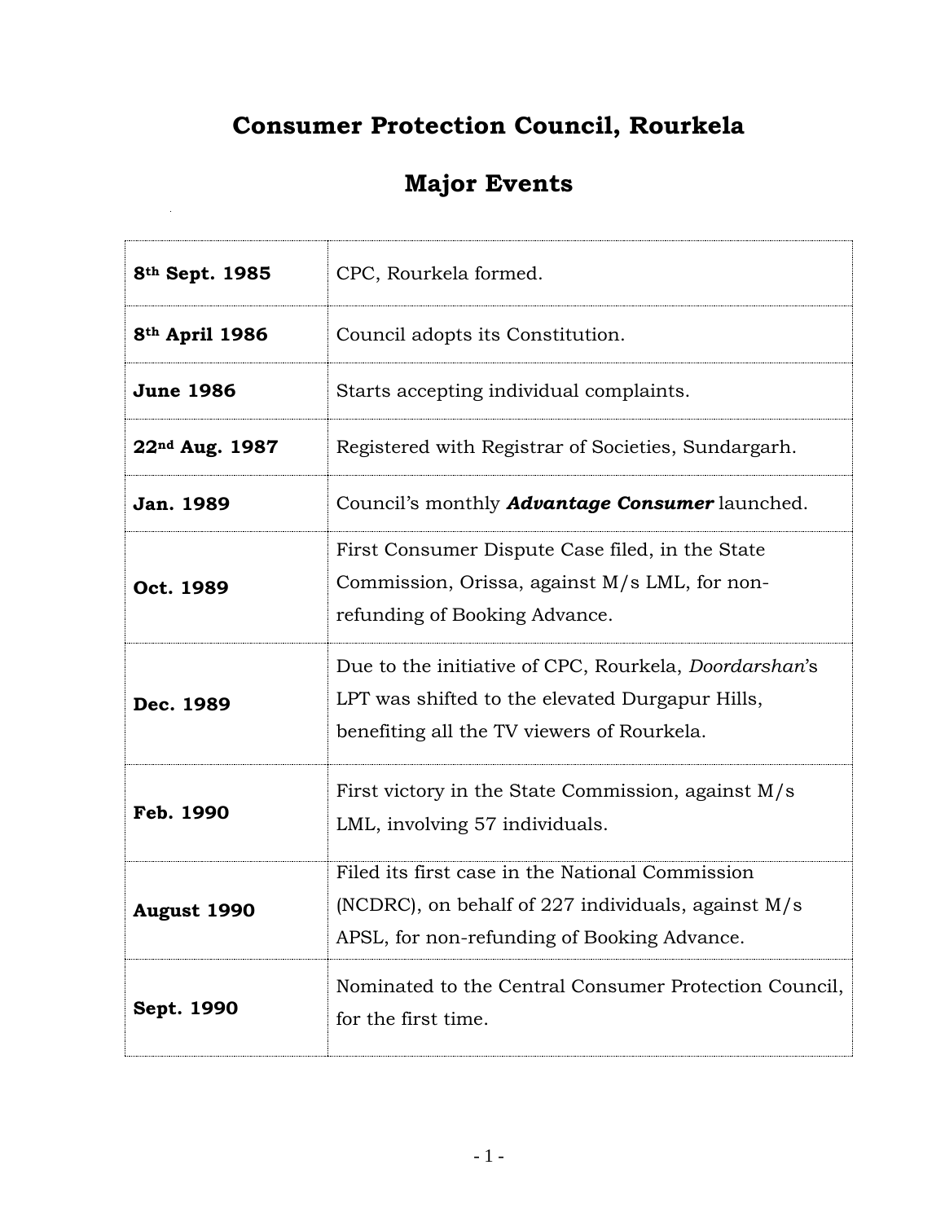# Consumer Protection Council, Rourkela

## Major Events

| Date | Event |
|---|---|
| **8th Sept. 1985** | CPC, Rourkela formed. |
| **8th April 1986** | Council adopts its Constitution. |
| **June 1986** | Starts accepting individual complaints. |
| **22nd Aug. 1987** | Registered with Registrar of Societies, Sundargarh. |
| **Jan. 1989** | Council's monthly ***Advantage Consumer*** launched. |
| **Oct. 1989** | First Consumer Dispute Case filed, in the State Commission, Orissa, against M/s LML, for non-refunding of Booking Advance. |
| **Dec. 1989** | Due to the initiative of CPC, Rourkela, *Doordarshan*'s LPT was shifted to the elevated Durgapur Hills, benefiting all the TV viewers of Rourkela. |
| **Feb. 1990** | First victory in the State Commission, against M/s LML, involving 57 individuals. |
| **August 1990** | Filed its first case in the National Commission (NCDRC), on behalf of 227 individuals, against M/s APSL, for non-refunding of Booking Advance. |
| **Sept. 1990** | Nominated to the Central Consumer Protection Council, for the first time. |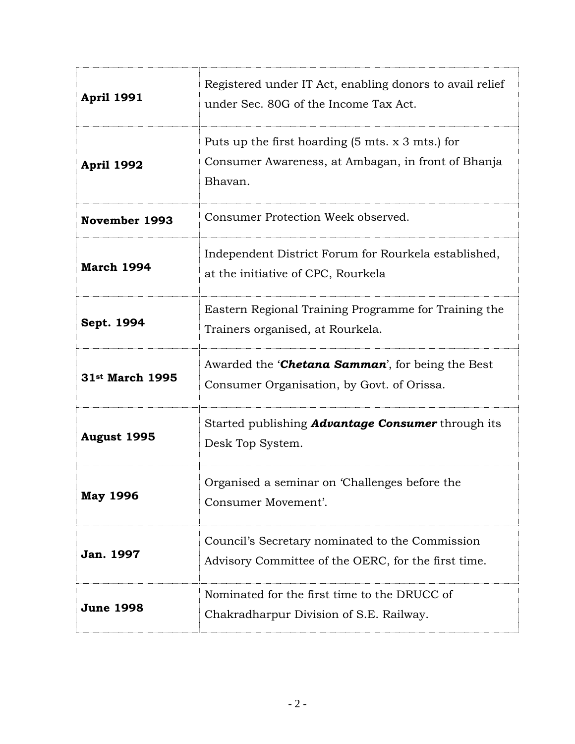| | |
|---|---|
| **April 1991** | Registered under IT Act, enabling donors to avail relief under Sec. 80G of the Income Tax Act. |
| **April 1992** | Puts up the first hoarding (5 mts. x 3 mts.) for Consumer Awareness, at Ambagan, in front of Bhanja Bhavan. |
| **November 1993** | Consumer Protection Week observed. |
| **March 1994** | Independent District Forum for Rourkela established, at the initiative of CPC, Rourkela |
| **Sept. 1994** | Eastern Regional Training Programme for Training the Trainers organised, at Rourkela. |
| **31st March 1995** | Awarded the '***Chetana Samman***', for being the Best Consumer Organisation, by Govt. of Orissa. |
| **August 1995** | Started publishing ***Advantage Consumer*** through its Desk Top System. |
| **May 1996** | Organised a seminar on 'Challenges before the Consumer Movement'. |
| **Jan. 1997** | Council's Secretary nominated to the Commission Advisory Committee of the OERC, for the first time. |
| **June 1998** | Nominated for the first time to the DRUCC of Chakradharpur Division of S.E. Railway. |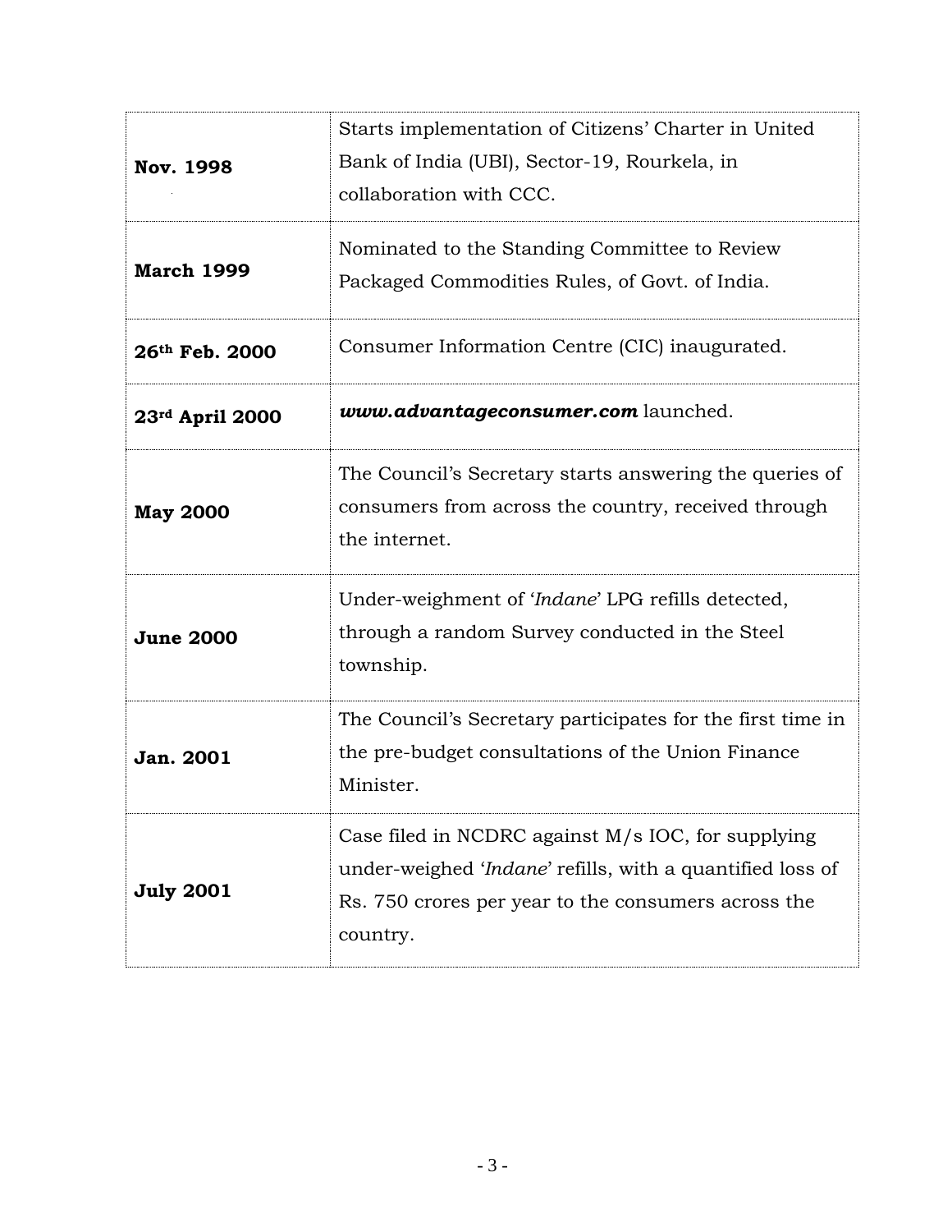| | |
|---|---|
| **Nov. 1998** | Starts implementation of Citizens' Charter in United Bank of India (UBI), Sector-19, Rourkela, in collaboration with CCC. |
| **March 1999** | Nominated to the Standing Committee to Review Packaged Commodities Rules, of Govt. of India. |
| **26th Feb. 2000** | Consumer Information Centre (CIC) inaugurated. |
| **23rd April 2000** | ***www.advantageconsumer.com*** launched. |
| **May 2000** | The Council's Secretary starts answering the queries of consumers from across the country, received through the internet. |
| **June 2000** | Under-weighment of '*Indane*' LPG refills detected, through a random Survey conducted in the Steel township. |
| **Jan. 2001** | The Council's Secretary participates for the first time in the pre-budget consultations of the Union Finance Minister. |
| **July 2001** | Case filed in NCDRC against M/s IOC, for supplying under-weighed '*Indane*' refills, with a quantified loss of Rs. 750 crores per year to the consumers across the country. |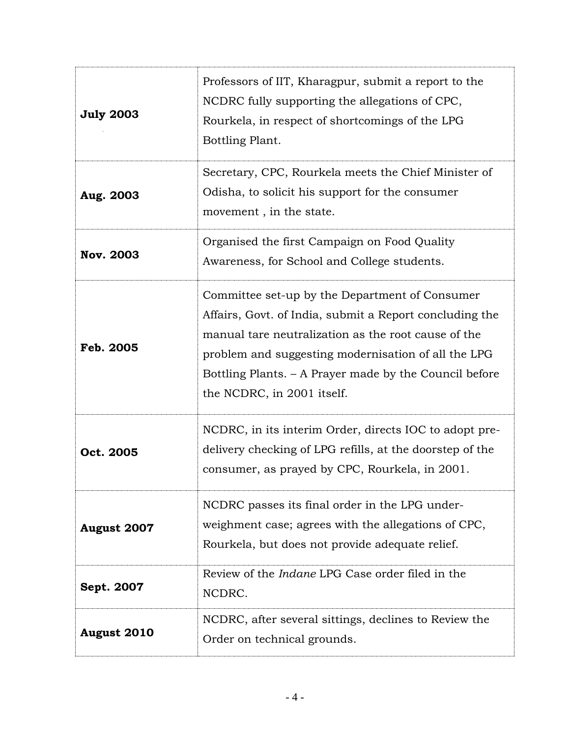| | |
|---|---|
| **July 2003** | Professors of IIT, Kharagpur, submit a report to the NCDRC fully supporting the allegations of CPC, Rourkela, in respect of shortcomings of the LPG Bottling Plant. |
| **Aug. 2003** | Secretary, CPC, Rourkela meets the Chief Minister of Odisha, to solicit his support for the consumer movement , in the state. |
| **Nov. 2003** | Organised the first Campaign on Food Quality Awareness, for School and College students. |
| **Feb. 2005** | Committee set-up by the Department of Consumer Affairs, Govt. of India, submit a Report concluding the manual tare neutralization as the root cause of the problem and suggesting modernisation of all the LPG Bottling Plants. – A Prayer made by the Council before the NCDRC, in 2001 itself. |
| **Oct. 2005** | NCDRC, in its interim Order, directs IOC to adopt pre-delivery checking of LPG refills, at the doorstep of the consumer, as prayed by CPC, Rourkela, in 2001. |
| **August 2007** | NCDRC passes its final order in the LPG under-weighment case; agrees with the allegations of CPC, Rourkela, but does not provide adequate relief. |
| **Sept. 2007** | Review of the *Indane* LPG Case order filed in the NCDRC. |
| **August 2010** | NCDRC, after several sittings, declines to Review the Order on technical grounds. |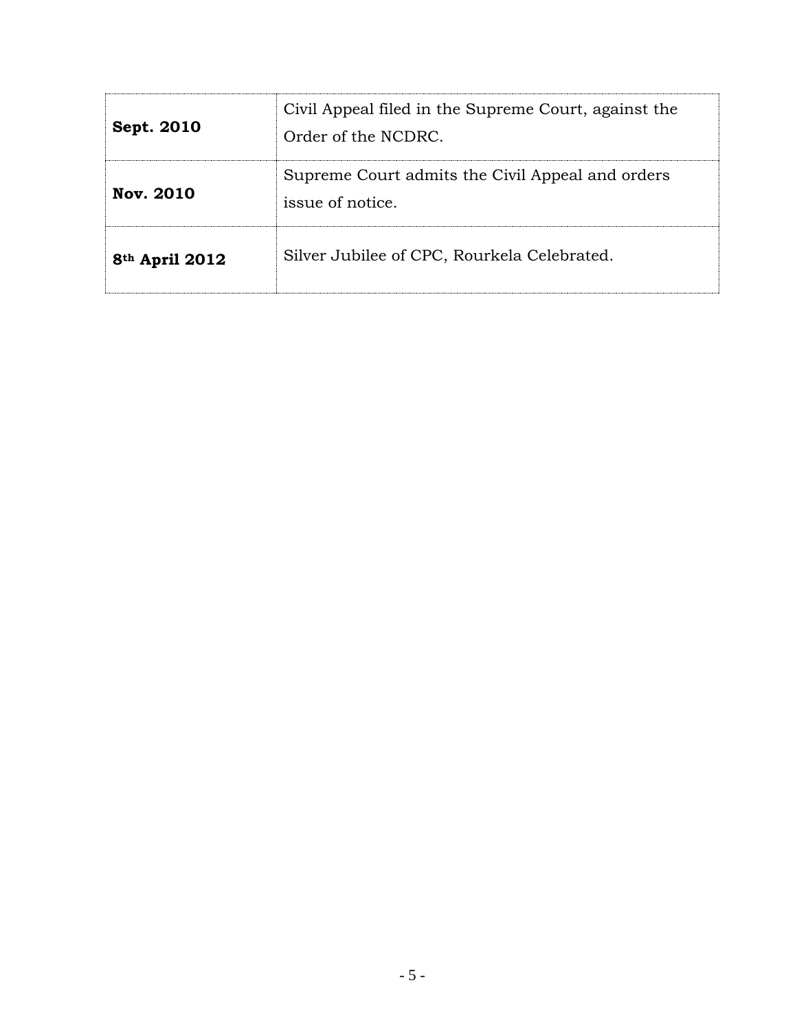| | |
|---|---|
| **Sept. 2010** | Civil Appeal filed in the Supreme Court, against the Order of the NCDRC. |
| **Nov. 2010** | Supreme Court admits the Civil Appeal and orders issue of notice. |
| **8th April 2012** | Silver Jubilee of CPC, Rourkela Celebrated. |